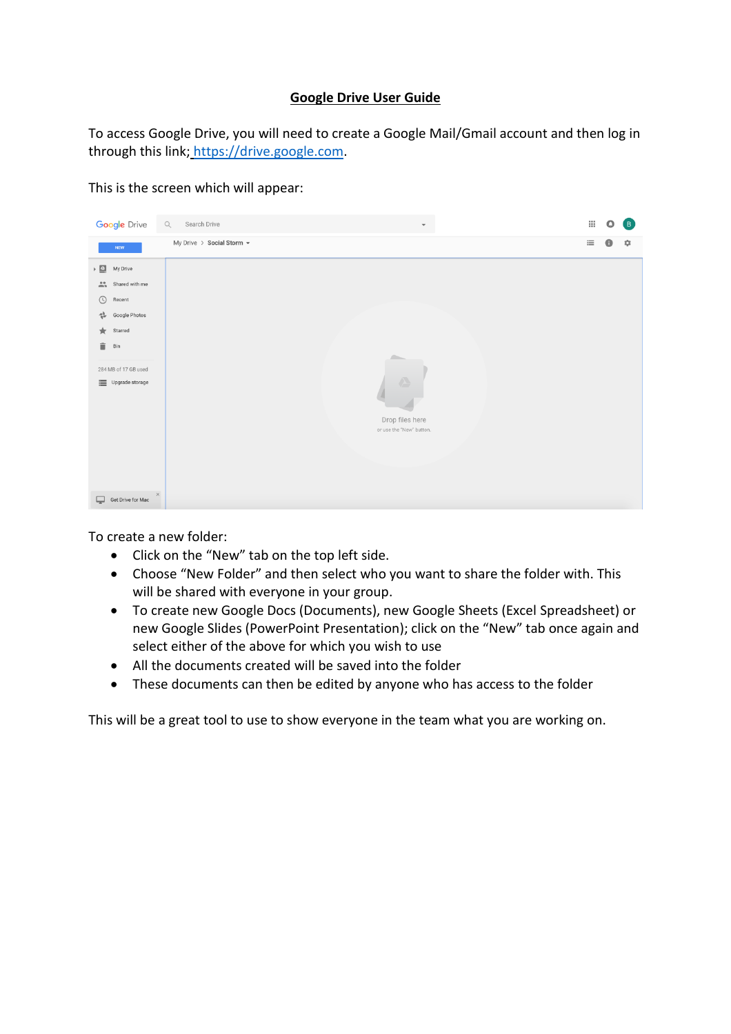# Google Drive User Guide

To access Google Drive, you will need to create a Google Mail/Gmail account and then log in through this link; [https://drive.google.com](https://drive.google.com).

This is the screen which will appear:

To create a new folder:

- Click on the "New" tab on the top left side.
- Choose "New Folder" and then select who you want to share the folder with. This will be shared with everyone in your group.
- To create new Google Docs (Documents), new Google Sheets (Excel Spreadsheet) or new Google Slides (PowerPoint Presentation); click on the "New" tab once again and select either of the above for which you wish to use
- All the documents created will be saved into the folder
- These documents can then be edited by anyone who has access to the folder

This will be a great tool to use to show everyone in the team what you are working on.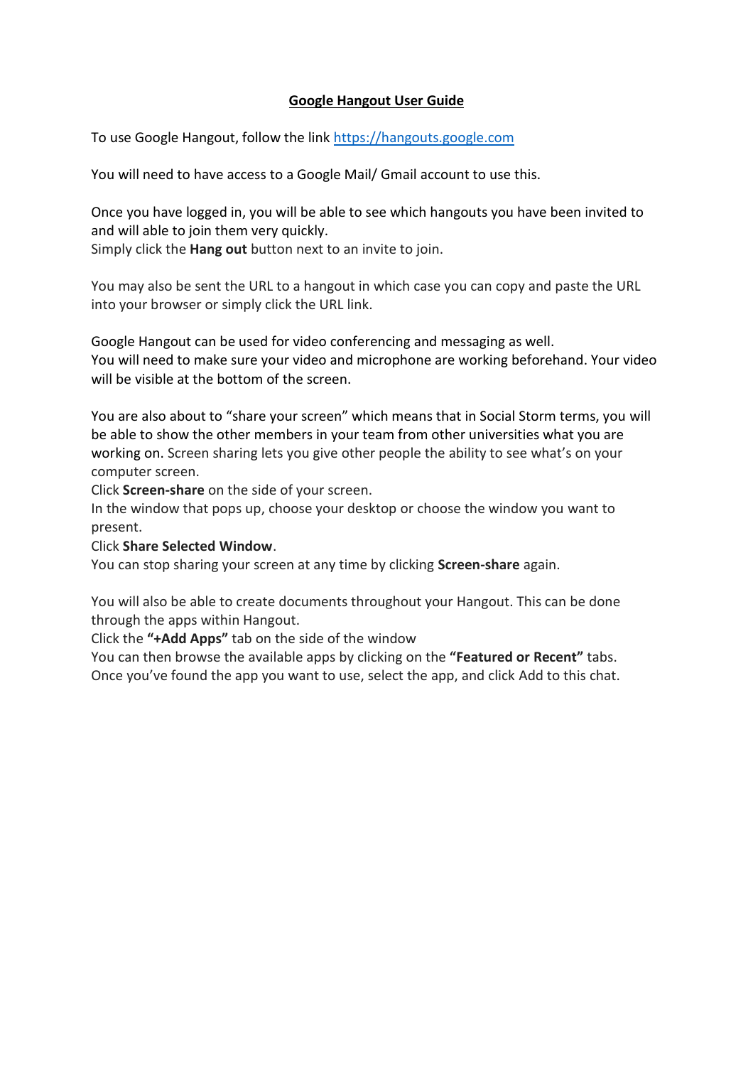# Google Hangout User Guide

To use Google Hangout, follow the link [https://hangouts.google.com](https://hangouts.google.com)

You will need to have access to a Google Mail/ Gmail account to use this.

Once you have logged in, you will be able to see which hangouts you have been invited to and will able to join them very quickly.
Simply click the **Hang out** button next to an invite to join.

You may also be sent the URL to a hangout in which case you can copy and paste the URL into your browser or simply click the URL link.

Google Hangout can be used for video conferencing and messaging as well.
You will need to make sure your video and microphone are working beforehand. Your video will be visible at the bottom of the screen.

You are also about to "share your screen" which means that in Social Storm terms, you will be able to show the other members in your team from other universities what you are working on. Screen sharing lets you give other people the ability to see what's on your computer screen.
Click **Screen-share** on the side of your screen.
In the window that pops up, choose your desktop or choose the window you want to present.
Click **Share Selected Window**.
You can stop sharing your screen at any time by clicking **Screen-share** again.

You will also be able to create documents throughout your Hangout. This can be done through the apps within Hangout.
Click the **"+Add Apps"** tab on the side of the window
You can then browse the available apps by clicking on the **"Featured or Recent"** tabs.
Once you've found the app you want to use, select the app, and click Add to this chat.